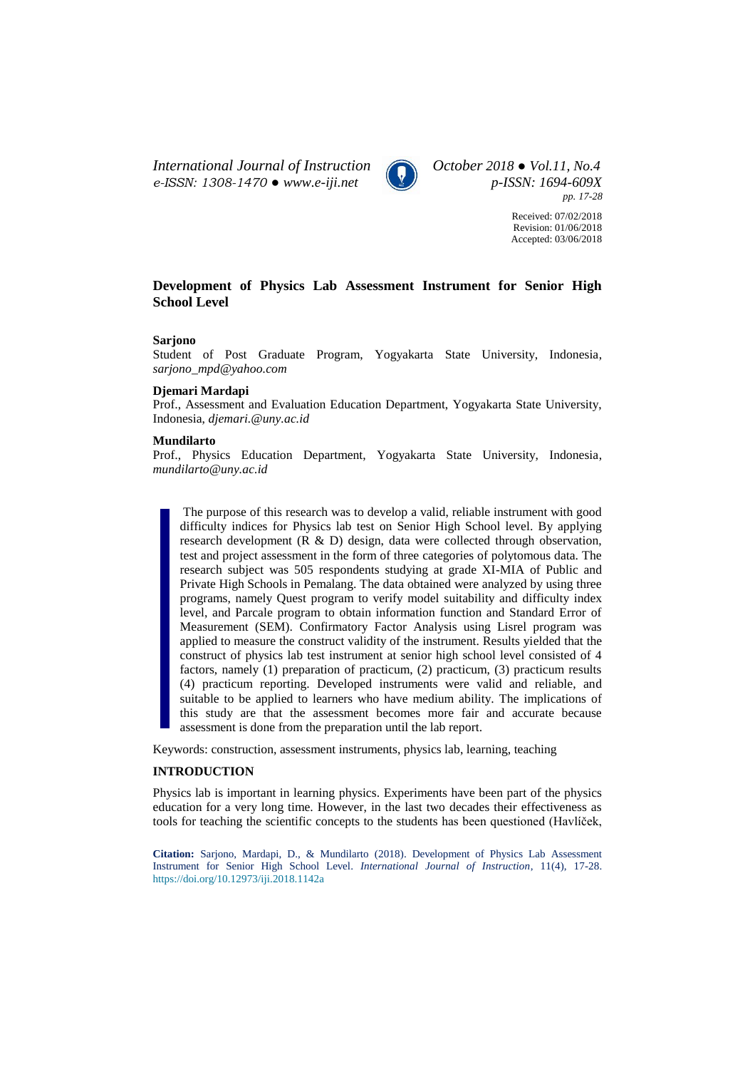*International Journal of Instruction*
*e-ISSN: 1308-1470 ● www.e-iji.net*

*October 2018 ● Vol.11, No.4*
*p-ISSN: 1694-609X*
*pp. 17-28*

Received: 07/02/2018
Revision: 01/06/2018
Accepted: 03/06/2018

# Development of Physics Lab Assessment Instrument for Senior High School Level

**Sarjono**
Student of Post Graduate Program, Yogyakarta State University, Indonesia, *sarjono_mpd@yahoo.com*

**Djemari Mardapi**
Prof., Assessment and Evaluation Education Department, Yogyakarta State University, Indonesia, *djemari.@uny.ac.id*

**Mundilarto**
Prof., Physics Education Department, Yogyakarta State University, Indonesia, *mundilarto@uny.ac.id*

The purpose of this research was to develop a valid, reliable instrument with good difficulty indices for Physics lab test on Senior High School level. By applying research development (R & D) design, data were collected through observation, test and project assessment in the form of three categories of polytomous data. The research subject was 505 respondents studying at grade XI-MIA of Public and Private High Schools in Pemalang. The data obtained were analyzed by using three programs, namely Quest program to verify model suitability and difficulty index level, and Parcale program to obtain information function and Standard Error of Measurement (SEM). Confirmatory Factor Analysis using Lisrel program was applied to measure the construct validity of the instrument. Results yielded that the construct of physics lab test instrument at senior high school level consisted of 4 factors, namely (1) preparation of practicum, (2) practicum, (3) practicum results (4) practicum reporting. Developed instruments were valid and reliable, and suitable to be applied to learners who have medium ability. The implications of this study are that the assessment becomes more fair and accurate because assessment is done from the preparation until the lab report.

Keywords: construction, assessment instruments, physics lab, learning, teaching

## INTRODUCTION

Physics lab is important in learning physics. Experiments have been part of the physics education for a very long time. However, in the last two decades their effectiveness as tools for teaching the scientific concepts to the students has been questioned (Havlíček,

**Citation:** Sarjono, Mardapi, D., & Mundilarto (2018). Development of Physics Lab Assessment Instrument for Senior High School Level. *International Journal of Instruction*, 11(4), 17-28. https://doi.org/10.12973/iji.2018.1142a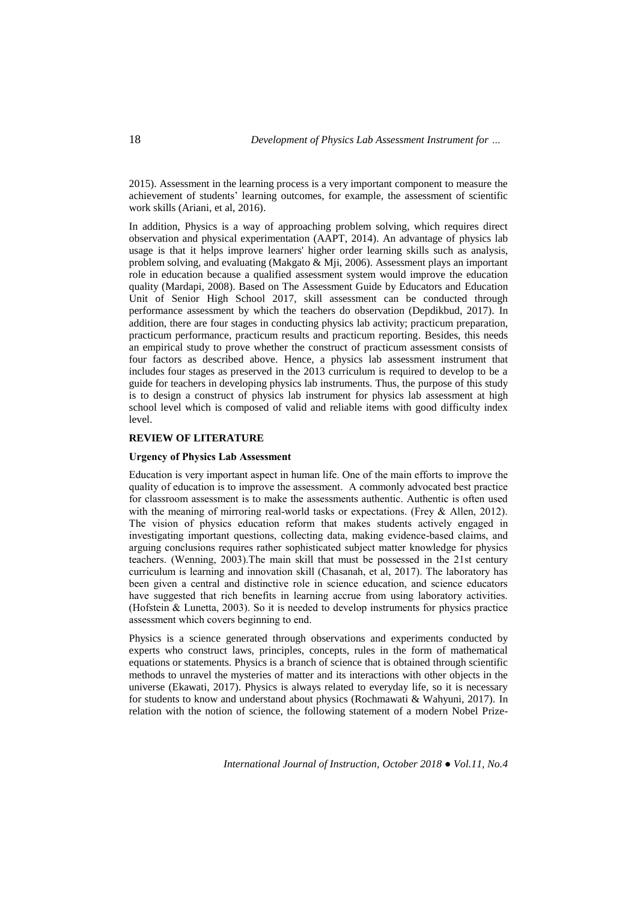2015). Assessment in the learning process is a very important component to measure the achievement of students' learning outcomes, for example, the assessment of scientific work skills (Ariani, et al, 2016).

In addition, Physics is a way of approaching problem solving, which requires direct observation and physical experimentation (AAPT, 2014). An advantage of physics lab usage is that it helps improve learners' higher order learning skills such as analysis, problem solving, and evaluating (Makgato & Mji, 2006). Assessment plays an important role in education because a qualified assessment system would improve the education quality (Mardapi, 2008). Based on The Assessment Guide by Educators and Education Unit of Senior High School 2017, skill assessment can be conducted through performance assessment by which the teachers do observation (Depdikbud, 2017). In addition, there are four stages in conducting physics lab activity; practicum preparation, practicum performance, practicum results and practicum reporting. Besides, this needs an empirical study to prove whether the construct of practicum assessment consists of four factors as described above. Hence, a physics lab assessment instrument that includes four stages as preserved in the 2013 curriculum is required to develop to be a guide for teachers in developing physics lab instruments. Thus, the purpose of this study is to design a construct of physics lab instrument for physics lab assessment at high school level which is composed of valid and reliable items with good difficulty index level.

## REVIEW OF LITERATURE

### Urgency of Physics Lab Assessment

Education is very important aspect in human life. One of the main efforts to improve the quality of education is to improve the assessment. A commonly advocated best practice for classroom assessment is to make the assessments authentic. Authentic is often used with the meaning of mirroring real-world tasks or expectations. (Frey & Allen, 2012). The vision of physics education reform that makes students actively engaged in investigating important questions, collecting data, making evidence-based claims, and arguing conclusions requires rather sophisticated subject matter knowledge for physics teachers. (Wenning, 2003).The main skill that must be possessed in the 21st century curriculum is learning and innovation skill (Chasanah, et al, 2017). The laboratory has been given a central and distinctive role in science education, and science educators have suggested that rich benefits in learning accrue from using laboratory activities. (Hofstein & Lunetta, 2003). So it is needed to develop instruments for physics practice assessment which covers beginning to end.

Physics is a science generated through observations and experiments conducted by experts who construct laws, principles, concepts, rules in the form of mathematical equations or statements. Physics is a branch of science that is obtained through scientific methods to unravel the mysteries of matter and its interactions with other objects in the universe (Ekawati, 2017). Physics is always related to everyday life, so it is necessary for students to know and understand about physics (Rochmawati & Wahyuni, 2017). In relation with the notion of science, the following statement of a modern Nobel Prize-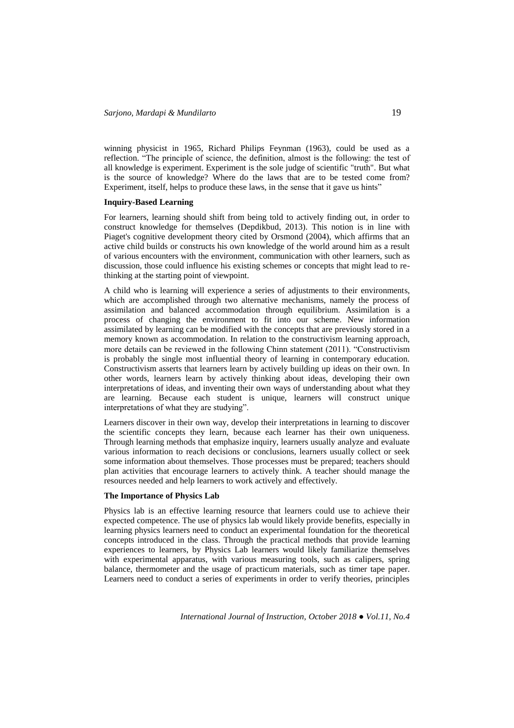winning physicist in 1965, Richard Philips Feynman (1963), could be used as a reflection. "The principle of science, the definition, almost is the following: the test of all knowledge is experiment. Experiment is the sole judge of scientific "truth". But what is the source of knowledge? Where do the laws that are to be tested come from? Experiment, itself, helps to produce these laws, in the sense that it gave us hints"

**Inquiry-Based Learning**

For learners, learning should shift from being told to actively finding out, in order to construct knowledge for themselves (Depdikbud, 2013). This notion is in line with Piaget's cognitive development theory cited by Orsmond (2004), which affirms that an active child builds or constructs his own knowledge of the world around him as a result of various encounters with the environment, communication with other learners, such as discussion, those could influence his existing schemes or concepts that might lead to re-thinking at the starting point of viewpoint.

A child who is learning will experience a series of adjustments to their environments, which are accomplished through two alternative mechanisms, namely the process of assimilation and balanced accommodation through equilibrium. Assimilation is a process of changing the environment to fit into our scheme. New information assimilated by learning can be modified with the concepts that are previously stored in a memory known as accommodation. In relation to the constructivism learning approach, more details can be reviewed in the following Chinn statement (2011). "Constructivism is probably the single most influential theory of learning in contemporary education. Constructivism asserts that learners learn by actively building up ideas on their own. In other words, learners learn by actively thinking about ideas, developing their own interpretations of ideas, and inventing their own ways of understanding about what they are learning. Because each student is unique, learners will construct unique interpretations of what they are studying".

Learners discover in their own way, develop their interpretations in learning to discover the scientific concepts they learn, because each learner has their own uniqueness. Through learning methods that emphasize inquiry, learners usually analyze and evaluate various information to reach decisions or conclusions, learners usually collect or seek some information about themselves. Those processes must be prepared; teachers should plan activities that encourage learners to actively think. A teacher should manage the resources needed and help learners to work actively and effectively.

**The Importance of Physics Lab**

Physics lab is an effective learning resource that learners could use to achieve their expected competence. The use of physics lab would likely provide benefits, especially in learning physics learners need to conduct an experimental foundation for the theoretical concepts introduced in the class. Through the practical methods that provide learning experiences to learners, by Physics Lab learners would likely familiarize themselves with experimental apparatus, with various measuring tools, such as calipers, spring balance, thermometer and the usage of practicum materials, such as timer tape paper. Learners need to conduct a series of experiments in order to verify theories, principles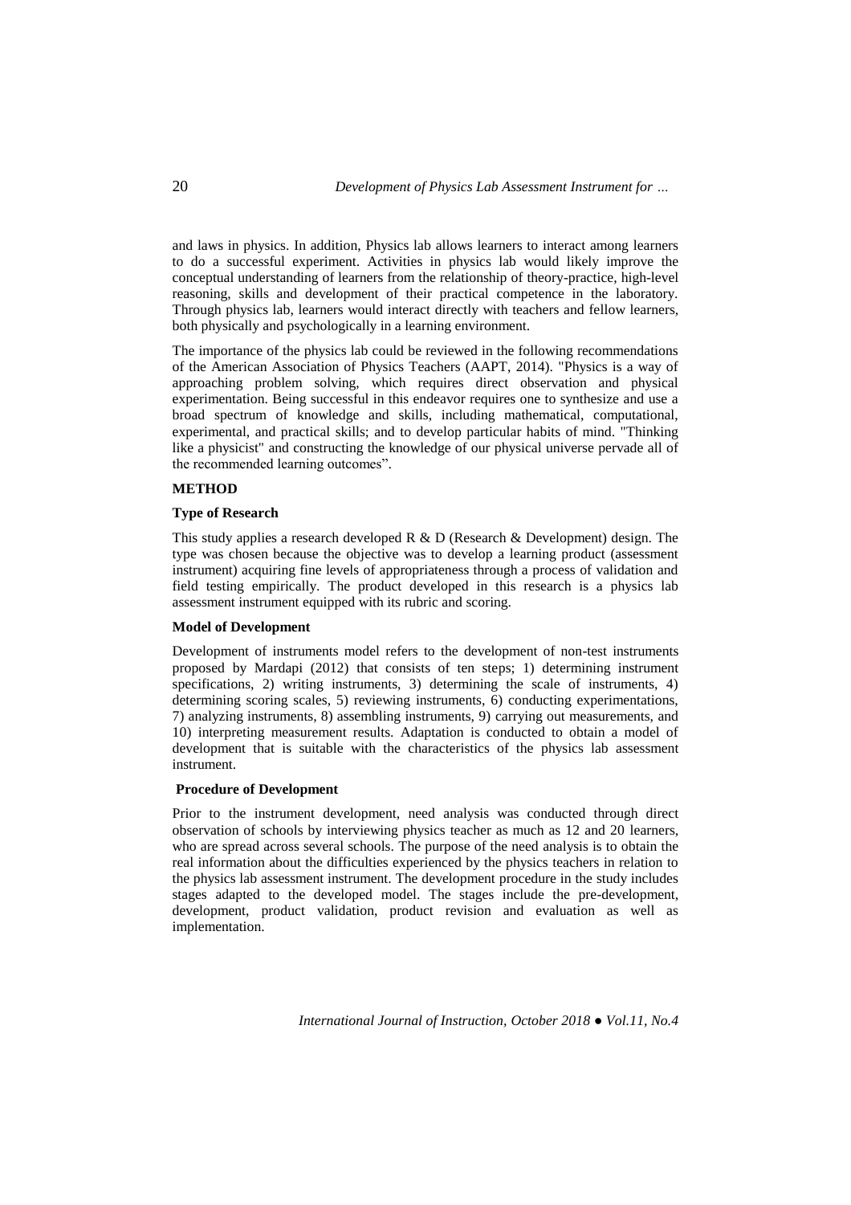and laws in physics. In addition, Physics lab allows learners to interact among learners to do a successful experiment. Activities in physics lab would likely improve the conceptual understanding of learners from the relationship of theory-practice, high-level reasoning, skills and development of their practical competence in the laboratory. Through physics lab, learners would interact directly with teachers and fellow learners, both physically and psychologically in a learning environment.

The importance of the physics lab could be reviewed in the following recommendations of the American Association of Physics Teachers (AAPT, 2014). "Physics is a way of approaching problem solving, which requires direct observation and physical experimentation. Being successful in this endeavor requires one to synthesize and use a broad spectrum of knowledge and skills, including mathematical, computational, experimental, and practical skills; and to develop particular habits of mind. "Thinking like a physicist" and constructing the knowledge of our physical universe pervade all of the recommended learning outcomes".

## METHOD

### Type of Research

This study applies a research developed R & D (Research & Development) design. The type was chosen because the objective was to develop a learning product (assessment instrument) acquiring fine levels of appropriateness through a process of validation and field testing empirically. The product developed in this research is a physics lab assessment instrument equipped with its rubric and scoring.

### Model of Development

Development of instruments model refers to the development of non-test instruments proposed by Mardapi (2012) that consists of ten steps; 1) determining instrument specifications, 2) writing instruments, 3) determining the scale of instruments, 4) determining scoring scales, 5) reviewing instruments, 6) conducting experimentations, 7) analyzing instruments, 8) assembling instruments, 9) carrying out measurements, and 10) interpreting measurement results. Adaptation is conducted to obtain a model of development that is suitable with the characteristics of the physics lab assessment instrument.

### Procedure of Development

Prior to the instrument development, need analysis was conducted through direct observation of schools by interviewing physics teacher as much as 12 and 20 learners, who are spread across several schools. The purpose of the need analysis is to obtain the real information about the difficulties experienced by the physics teachers in relation to the physics lab assessment instrument. The development procedure in the study includes stages adapted to the developed model. The stages include the pre-development, development, product validation, product revision and evaluation as well as implementation.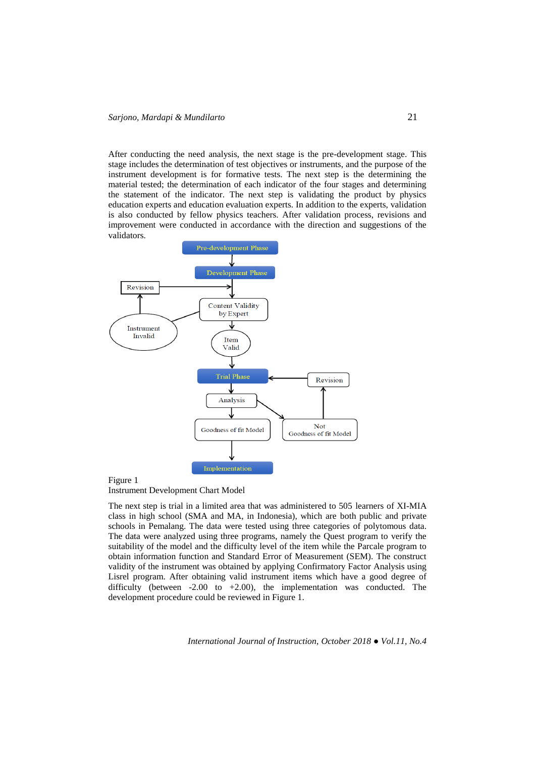After conducting the need analysis, the next stage is the pre-development stage. This stage includes the determination of test objectives or instruments, and the purpose of the instrument development is for formative tests. The next step is the determining the material tested; the determination of each indicator of the four stages and determining the statement of the indicator. The next step is validating the product by physics education experts and education evaluation experts. In addition to the experts, validation is also conducted by fellow physics teachers. After validation process, revisions and improvement were conducted in accordance with the direction and suggestions of the validators.

Figure 1
Instrument Development Chart Model

The next step is trial in a limited area that was administered to 505 learners of XI-MIA class in high school (SMA and MA, in Indonesia), which are both public and private schools in Pemalang. The data were tested using three categories of polytomous data. The data were analyzed using three programs, namely the Quest program to verify the suitability of the model and the difficulty level of the item while the Parcale program to obtain information function and Standard Error of Measurement (SEM). The construct validity of the instrument was obtained by applying Confirmatory Factor Analysis using Lisrel program. After obtaining valid instrument items which have a good degree of difficulty (between -2.00 to +2.00), the implementation was conducted. The development procedure could be reviewed in Figure 1.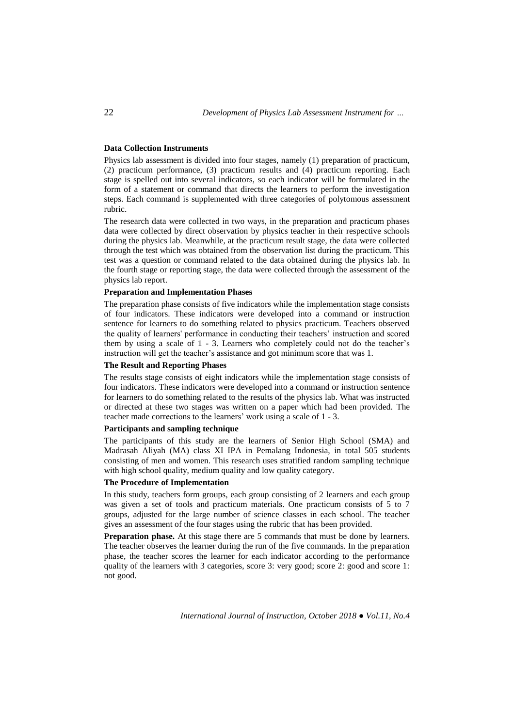**Data Collection Instruments**

Physics lab assessment is divided into four stages, namely (1) preparation of practicum, (2) practicum performance, (3) practicum results and (4) practicum reporting. Each stage is spelled out into several indicators, so each indicator will be formulated in the form of a statement or command that directs the learners to perform the investigation steps. Each command is supplemented with three categories of polytomous assessment rubric.

The research data were collected in two ways, in the preparation and practicum phases data were collected by direct observation by physics teacher in their respective schools during the physics lab. Meanwhile, at the practicum result stage, the data were collected through the test which was obtained from the observation list during the practicum. This test was a question or command related to the data obtained during the physics lab. In the fourth stage or reporting stage, the data were collected through the assessment of the physics lab report.

**Preparation and Implementation Phases**

The preparation phase consists of five indicators while the implementation stage consists of four indicators. These indicators were developed into a command or instruction sentence for learners to do something related to physics practicum. Teachers observed the quality of learners' performance in conducting their teachers' instruction and scored them by using a scale of 1 - 3. Learners who completely could not do the teacher's instruction will get the teacher's assistance and got minimum score that was 1.

**The Result and Reporting Phases**

The results stage consists of eight indicators while the implementation stage consists of four indicators. These indicators were developed into a command or instruction sentence for learners to do something related to the results of the physics lab. What was instructed or directed at these two stages was written on a paper which had been provided. The teacher made corrections to the learners' work using a scale of 1 - 3.

**Participants and sampling technique**

The participants of this study are the learners of Senior High School (SMA) and Madrasah Aliyah (MA) class XI IPA in Pemalang Indonesia, in total 505 students consisting of men and women. This research uses stratified random sampling technique with high school quality, medium quality and low quality category.

**The Procedure of Implementation**

In this study, teachers form groups, each group consisting of 2 learners and each group was given a set of tools and practicum materials. One practicum consists of 5 to 7 groups, adjusted for the large number of science classes in each school. The teacher gives an assessment of the four stages using the rubric that has been provided.

**Preparation phase.** At this stage there are 5 commands that must be done by learners. The teacher observes the learner during the run of the five commands. In the preparation phase, the teacher scores the learner for each indicator according to the performance quality of the learners with 3 categories, score 3: very good; score 2: good and score 1: not good.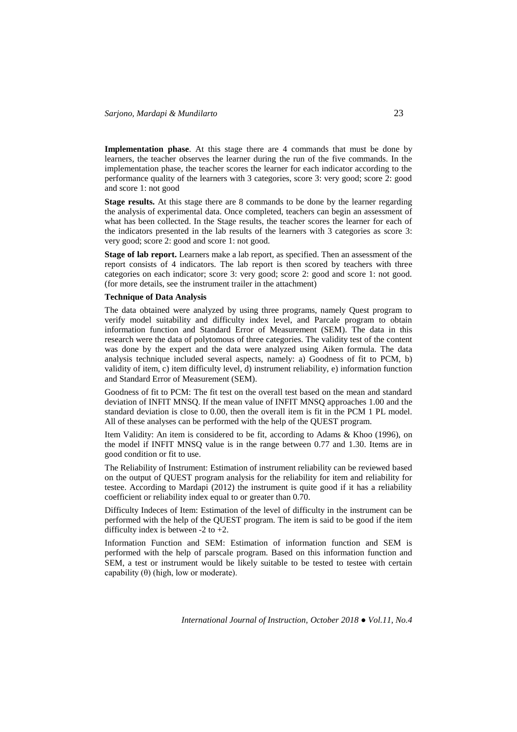**Implementation phase**. At this stage there are 4 commands that must be done by learners, the teacher observes the learner during the run of the five commands. In the implementation phase, the teacher scores the learner for each indicator according to the performance quality of the learners with 3 categories, score 3: very good; score 2: good and score 1: not good

**Stage results.** At this stage there are 8 commands to be done by the learner regarding the analysis of experimental data. Once completed, teachers can begin an assessment of what has been collected. In the Stage results, the teacher scores the learner for each of the indicators presented in the lab results of the learners with 3 categories as score 3: very good; score 2: good and score 1: not good.

**Stage of lab report.** Learners make a lab report, as specified. Then an assessment of the report consists of 4 indicators. The lab report is then scored by teachers with three categories on each indicator; score 3: very good; score 2: good and score 1: not good. (for more details, see the instrument trailer in the attachment)

**Technique of Data Analysis**

The data obtained were analyzed by using three programs, namely Quest program to verify model suitability and difficulty index level, and Parcale program to obtain information function and Standard Error of Measurement (SEM). The data in this research were the data of polytomous of three categories. The validity test of the content was done by the expert and the data were analyzed using Aiken formula. The data analysis technique included several aspects, namely: a) Goodness of fit to PCM, b) validity of item, c) item difficulty level, d) instrument reliability, e) information function and Standard Error of Measurement (SEM).

Goodness of fit to PCM: The fit test on the overall test based on the mean and standard deviation of INFIT MNSQ. If the mean value of INFIT MNSQ approaches 1.00 and the standard deviation is close to 0.00, then the overall item is fit in the PCM 1 PL model. All of these analyses can be performed with the help of the QUEST program.

Item Validity: An item is considered to be fit, according to Adams & Khoo (1996), on the model if INFIT MNSQ value is in the range between 0.77 and 1.30. Items are in good condition or fit to use.

The Reliability of Instrument: Estimation of instrument reliability can be reviewed based on the output of QUEST program analysis for the reliability for item and reliability for testee. According to Mardapi (2012) the instrument is quite good if it has a reliability coefficient or reliability index equal to or greater than 0.70.

Difficulty Indeces of Item: Estimation of the level of difficulty in the instrument can be performed with the help of the QUEST program. The item is said to be good if the item difficulty index is between -2 to +2.

Information Function and SEM: Estimation of information function and SEM is performed with the help of parscale program. Based on this information function and SEM, a test or instrument would be likely suitable to be tested to testee with certain capability ($\theta$) (high, low or moderate).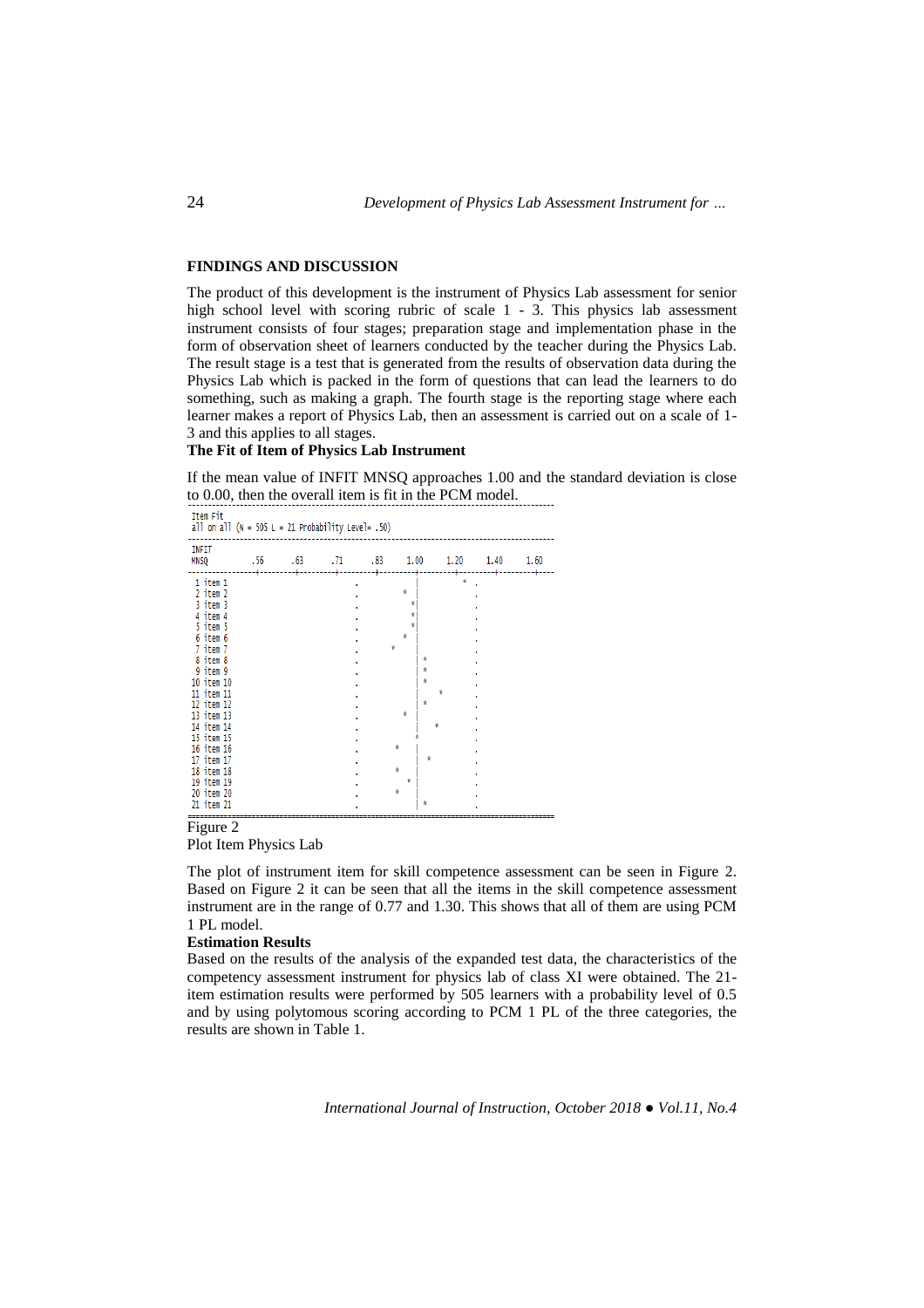## FINDINGS AND DISCUSSION

The product of this development is the instrument of Physics Lab assessment for senior high school level with scoring rubric of scale 1 - 3. This physics lab assessment instrument consists of four stages; preparation stage and implementation phase in the form of observation sheet of learners conducted by the teacher during the Physics Lab. The result stage is a test that is generated from the results of observation data during the Physics Lab which is packed in the form of questions that can lead the learners to do something, such as making a graph. The fourth stage is the reporting stage where each learner makes a report of Physics Lab, then an assessment is carried out on a scale of 1-3 and this applies to all stages.

**The Fit of Item of Physics Lab Instrument**

If the mean value of INFIT MNSQ approaches 1.00 and the standard deviation is close to 0.00, then the overall item is fit in the PCM model.

```
------------------------------------------------------------------------------------------
Item Fit
all on all (N = 505 L = 21 Probability Level= .50)
------------------------------------------------------------------------------------------
INFIT
MNSQ             .56       .63       .71       .83      1.00      1.20      1.40      1.60
-----------------+---------+---------+---------+---------+---------+---------+---------+----
 1 item 1                                 .              |            * .
 2 item 2                                 .           *  |              .
 3 item 3                                 .             *|              .
 4 item 4                                 .             *|              .
 5 item 5                                 .             *|              .
 6 item 6                                 .           *  |              .
 7 item 7                                 .        *     |              .
 8 item 8                                 .              | *            .
 9 item 9                                 .              | *            .
10 item 10                                .              | *            .
11 item 11                                .              |      *       .
12 item 12                                .              | *            .
13 item 13                                .           *  |              .
14 item 14                                .              |    *         .
15 item 15                                .              *              .
16 item 16                                .         *    |              .
17 item 17                                .              |  *           .
18 item 18                                .         *    |              .
19 item 19                                .            * |              .
20 item 20                                .         *    |              .
21 item 21                                .              | *            .
==========================================================================================
```

Figure 2
Plot Item Physics Lab

The plot of instrument item for skill competence assessment can be seen in Figure 2. Based on Figure 2 it can be seen that all the items in the skill competence assessment instrument are in the range of 0.77 and 1.30. This shows that all of them are using PCM 1 PL model.

**Estimation Results**

Based on the results of the analysis of the expanded test data, the characteristics of the competency assessment instrument for physics lab of class XI were obtained. The 21-item estimation results were performed by 505 learners with a probability level of 0.5 and by using polytomous scoring according to PCM 1 PL of the three categories, the results are shown in Table 1.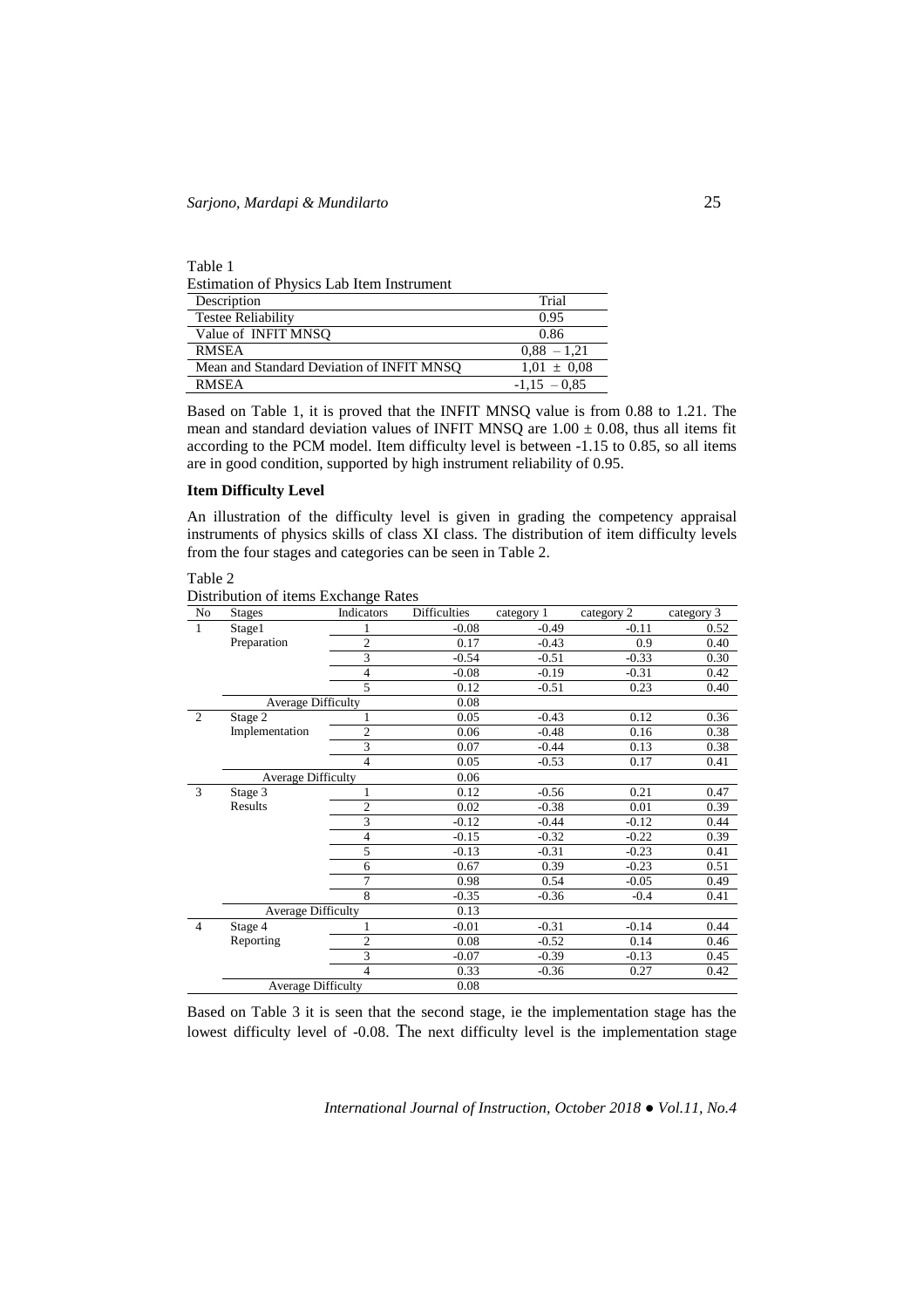Table 1
Estimation of Physics Lab Item Instrument

| Description | Trial |
|---|---|
| Testee Reliability | 0.95 |
| Value of INFIT MNSQ | 0.86 |
| RMSEA | 0,88 – 1,21 |
| Mean and Standard Deviation of INFIT MNSQ | 1,01 ± 0,08 |
| RMSEA | -1,15 – 0,85 |

Based on Table 1, it is proved that the INFIT MNSQ value is from 0.88 to 1.21. The mean and standard deviation values of INFIT MNSQ are 1.00 ± 0.08, thus all items fit according to the PCM model. Item difficulty level is between -1.15 to 0.85, so all items are in good condition, supported by high instrument reliability of 0.95.

**Item Difficulty Level**

An illustration of the difficulty level is given in grading the competency appraisal instruments of physics skills of class XI class. The distribution of item difficulty levels from the four stages and categories can be seen in Table 2.

Table 2
Distribution of items Exchange Rates

| No | Stages | Indicators | Difficulties | category 1 | category 2 | category 3 |
|---|---|---|---|---|---|---|
| 1 | Stage1 Preparation | 1 | -0.08 | -0.49 | -0.11 | 0.52 |
| | | 2 | 0.17 | -0.43 | 0.9 | 0.40 |
| | | 3 | -0.54 | -0.51 | -0.33 | 0.30 |
| | | 4 | -0.08 | -0.19 | -0.31 | 0.42 |
| | | 5 | 0.12 | -0.51 | 0.23 | 0.40 |
| | Average Difficulty | | 0.08 | | | |
| 2 | Stage 2 Implementation | 1 | 0.05 | -0.43 | 0.12 | 0.36 |
| | | 2 | 0.06 | -0.48 | 0.16 | 0.38 |
| | | 3 | 0.07 | -0.44 | 0.13 | 0.38 |
| | | 4 | 0.05 | -0.53 | 0.17 | 0.41 |
| | Average Difficulty | | 0.06 | | | |
| 3 | Stage 3 Results | 1 | 0.12 | -0.56 | 0.21 | 0.47 |
| | | 2 | 0.02 | -0.38 | 0.01 | 0.39 |
| | | 3 | -0.12 | -0.44 | -0.12 | 0.44 |
| | | 4 | -0.15 | -0.32 | -0.22 | 0.39 |
| | | 5 | -0.13 | -0.31 | -0.23 | 0.41 |
| | | 6 | 0.67 | 0.39 | -0.23 | 0.51 |
| | | 7 | 0.98 | 0.54 | -0.05 | 0.49 |
| | | 8 | -0.35 | -0.36 | -0.4 | 0.41 |
| | Average Difficulty | | 0.13 | | | |
| 4 | Stage 4 Reporting | 1 | -0.01 | -0.31 | -0.14 | 0.44 |
| | | 2 | 0.08 | -0.52 | 0.14 | 0.46 |
| | | 3 | -0.07 | -0.39 | -0.13 | 0.45 |
| | | 4 | 0.33 | -0.36 | 0.27 | 0.42 |
| | Average Difficulty | | 0.08 | | | |

Based on Table 3 it is seen that the second stage, ie the implementation stage has the lowest difficulty level of -0.08. The next difficulty level is the implementation stage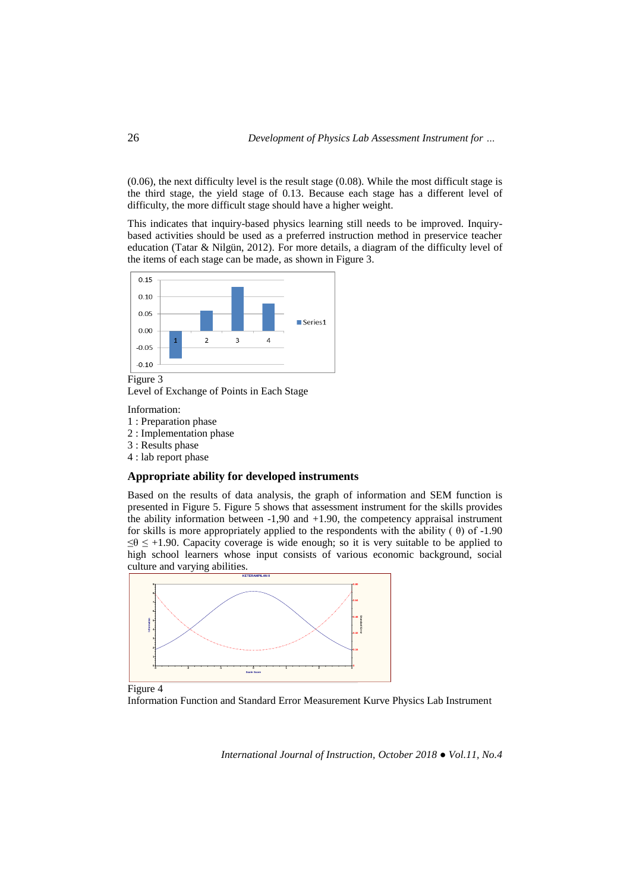(0.06), the next difficulty level is the result stage (0.08). While the most difficult stage is the third stage, the yield stage of 0.13. Because each stage has a different level of difficulty, the more difficult stage should have a higher weight.

This indicates that inquiry-based physics learning still needs to be improved. Inquiry-based activities should be used as a preferred instruction method in preservice teacher education (Tatar & Nilgün, 2012). For more details, a diagram of the difficulty level of the items of each stage can be made, as shown in Figure 3.

Figure 3
Level of Exchange of Points in Each Stage

Information:
1 : Preparation phase
2 : Implementation phase
3 : Results phase
4 : lab report phase

### Appropriate ability for developed instruments

Based on the results of data analysis, the graph of information and SEM function is presented in Figure 5. Figure 5 shows that assessment instrument for the skills provides the ability information between -1,90 and +1.90, the competency appraisal instrument for skills is more appropriately applied to the respondents with the ability ( θ) of -1.90 $\leq \theta \leq$ +1.90. Capacity coverage is wide enough; so it is very suitable to be applied to high school learners whose input consists of various economic background, social culture and varying abilities.

Figure 4
Information Function and Standard Error Measurement Kurve Physics Lab Instrument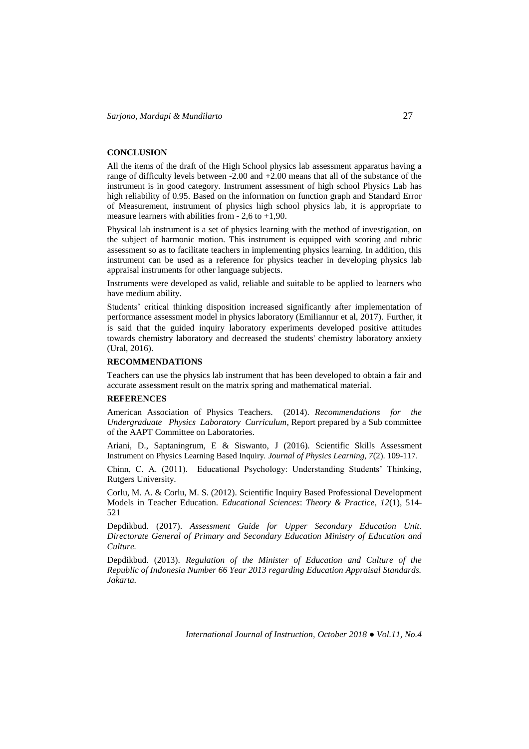## CONCLUSION

All the items of the draft of the High School physics lab assessment apparatus having a range of difficulty levels between -2.00 and +2.00 means that all of the substance of the instrument is in good category. Instrument assessment of high school Physics Lab has high reliability of 0.95. Based on the information on function graph and Standard Error of Measurement, instrument of physics high school physics lab, it is appropriate to measure learners with abilities from - 2,6 to +1,90.

Physical lab instrument is a set of physics learning with the method of investigation, on the subject of harmonic motion. This instrument is equipped with scoring and rubric assessment so as to facilitate teachers in implementing physics learning. In addition, this instrument can be used as a reference for physics teacher in developing physics lab appraisal instruments for other language subjects.

Instruments were developed as valid, reliable and suitable to be applied to learners who have medium ability.

Students' critical thinking disposition increased significantly after implementation of performance assessment model in physics laboratory (Emiliannur et al, 2017). Further, it is said that the guided inquiry laboratory experiments developed positive attitudes towards chemistry laboratory and decreased the students' chemistry laboratory anxiety (Ural, 2016).

## RECOMMENDATIONS

Teachers can use the physics lab instrument that has been developed to obtain a fair and accurate assessment result on the matrix spring and mathematical material.

## REFERENCES

American Association of Physics Teachers. (2014). *Recommendations for the Undergraduate Physics Laboratory Curriculum*, Report prepared by a Sub committee of the AAPT Committee on Laboratories.

Ariani, D., Saptaningrum, E & Siswanto, J (2016). Scientific Skills Assessment Instrument on Physics Learning Based Inquiry. *Journal of Physics Learning, 7*(2). 109-117.

Chinn, C. A. (2011). Educational Psychology: Understanding Students' Thinking, Rutgers University.

Corlu, M. A. & Corlu, M. S. (2012). Scientific Inquiry Based Professional Development Models in Teacher Education. *Educational Sciences*: *Theory & Practice, 12*(1), 514-521

Depdikbud. (2017). *Assessment Guide for Upper Secondary Education Unit. Directorate General of Primary and Secondary Education Ministry of Education and Culture.*

Depdikbud. (2013). *Regulation of the Minister of Education and Culture of the Republic of Indonesia Number 66 Year 2013 regarding Education Appraisal Standards. Jakarta.*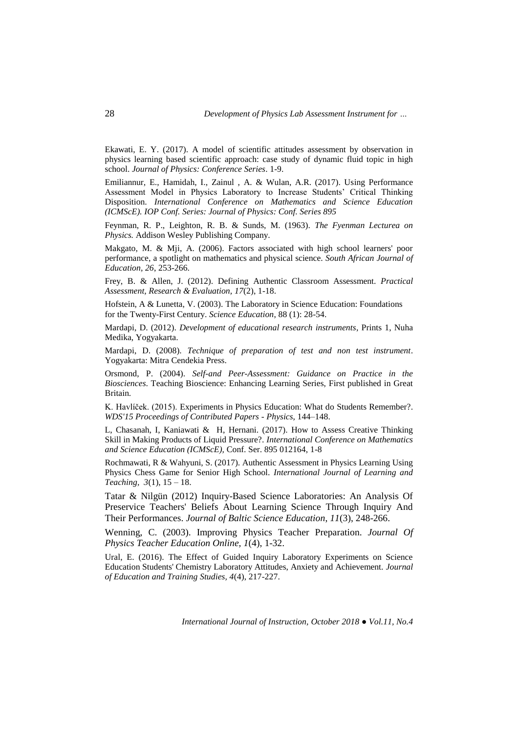Ekawati, E. Y. (2017). A model of scientific attitudes assessment by observation in physics learning based scientific approach: case study of dynamic fluid topic in high school. *Journal of Physics: Conference Series*. 1-9.

Emiliannur, E., Hamidah, I., Zainul , A. & Wulan, A.R. (2017). Using Performance Assessment Model in Physics Laboratory to Increase Students' Critical Thinking Disposition. *International Conference on Mathematics and Science Education (ICMScE). IOP Conf. Series: Journal of Physics: Conf. Series 895*

Feynman, R. P., Leighton, R. B. & Sunds, M. (1963). *The Fyenman Lecturea on Physics.* Addison Wesley Publishing Company.

Makgato, M. & Mji, A. (2006). Factors associated with high school learners' poor performance, a spotlight on mathematics and physical science. *South African Journal of Education, 26*, 253-266.

Frey, B. & Allen, J. (2012). Defining Authentic Classroom Assessment. *Practical Assessment, Research & Evaluation, 17*(2), 1-18.

Hofstein, A & Lunetta, V. (2003). The Laboratory in Science Education: Foundations for the Twenty-First Century. *Science Education,* 88 (1): 28-54.

Mardapi, D. (2012). *Development of educational research instruments*, Prints 1, Nuha Medika, Yogyakarta.

Mardapi, D. (2008). *Technique of preparation of test and non test instrument*. Yogyakarta: Mitra Cendekia Press.

Orsmond, P. (2004). *Self-and Peer-Assessment: Guidance on Practice in the Biosciences*. Teaching Bioscience: Enhancing Learning Series, First published in Great Britain.

K. Havlíček. (2015). Experiments in Physics Education: What do Students Remember?. *WDS'15 Proceedings of Contributed Papers - Physics*, 144–148.

L, Chasanah, I, Kaniawati & H, Hernani. (2017). How to Assess Creative Thinking Skill in Making Products of Liquid Pressure?. *International Conference on Mathematics and Science Education (ICMScE)*, Conf. Ser. 895 012164, 1-8

Rochmawati, R & Wahyuni, S. (2017). Authentic Assessment in Physics Learning Using Physics Chess Game for Senior High School. *International Journal of Learning and Teaching, 3*(1), 15 – 18.

Tatar & Nilgün (2012) Inquiry-Based Science Laboratories: An Analysis Of Preservice Teachers' Beliefs About Learning Science Through Inquiry And Their Performances. *Journal of Baltic Science Education*, *11*(3), 248-266.

Wenning, C. (2003). Improving Physics Teacher Preparation. *Journal Of Physics Teacher Education Online*, *1*(4), 1-32.

Ural, E. (2016). The Effect of Guided Inquiry Laboratory Experiments on Science Education Students' Chemistry Laboratory Attitudes, Anxiety and Achievement. *Journal of Education and Training Studies, 4*(4), 217-227.